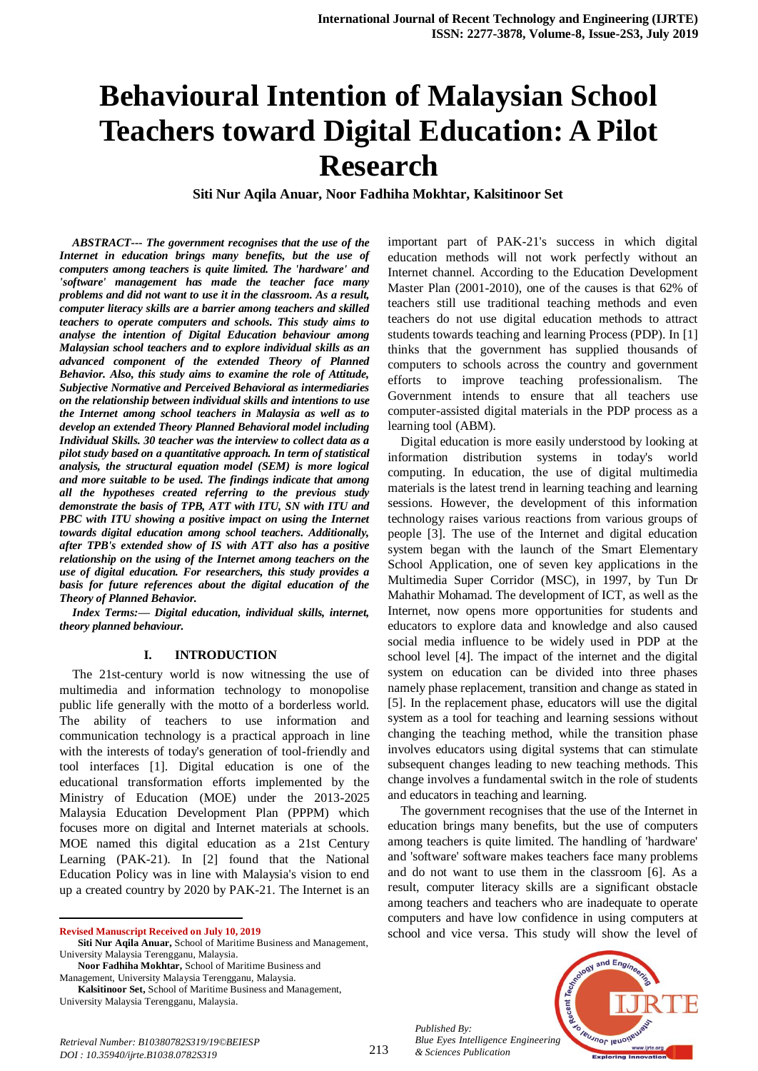# Behavioural Intention of Malaysian School Teachers toward Digital Education: A Pilot Research

**Siti Nur Aqila Anuar, Noor Fadhiha Mokhtar, Kalsitinoor Set**

***ABSTRACT--- The government recognises that the use of the Internet in education brings many benefits, but the use of computers among teachers is quite limited. The 'hardware' and 'software' management has made the teacher face many problems and did not want to use it in the classroom. As a result, computer literacy skills are a barrier among teachers and skilled teachers to operate computers and schools. This study aims to analyse the intention of Digital Education behaviour among Malaysian school teachers and to explore individual skills as an advanced component of the extended Theory of Planned Behavior. Also, this study aims to examine the role of Attitude, Subjective Normative and Perceived Behavioral as intermediaries on the relationship between individual skills and intentions to use the Internet among school teachers in Malaysia as well as to develop an extended Theory Planned Behavioral model including Individual Skills. 30 teacher was the interview to collect data as a pilot study based on a quantitative approach. In term of statistical analysis, the structural equation model (SEM) is more logical and more suitable to be used. The findings indicate that among all the hypotheses created referring to the previous study demonstrate the basis of TPB, ATT with ITU, SN with ITU and PBC with ITU showing a positive impact on using the Internet towards digital education among school teachers. Additionally, after TPB's extended show of IS with ATT also has a positive relationship on the using of the Internet among teachers on the use of digital education. For researchers, this study provides a basis for future references about the digital education of the Theory of Planned Behavior.***

***Index Terms:— Digital education, individual skills, internet, theory planned behaviour.***

## I. INTRODUCTION

The 21st-century world is now witnessing the use of multimedia and information technology to monopolise public life generally with the motto of a borderless world. The ability of teachers to use information and communication technology is a practical approach in line with the interests of today's generation of tool-friendly and tool interfaces [1]. Digital education is one of the educational transformation efforts implemented by the Ministry of Education (MOE) under the 2013-2025 Malaysia Education Development Plan (PPPM) which focuses more on digital and Internet materials at schools. MOE named this digital education as a 21st Century Learning (PAK-21). In [2] found that the National Education Policy was in line with Malaysia's vision to end up a created country by 2020 by PAK-21. The Internet is an important part of PAK-21's success in which digital education methods will not work perfectly without an Internet channel. According to the Education Development Master Plan (2001-2010), one of the causes is that 62% of teachers still use traditional teaching methods and even teachers do not use digital education methods to attract students towards teaching and learning Process (PDP). In [1] thinks that the government has supplied thousands of computers to schools across the country and government efforts to improve teaching professionalism. The Government intends to ensure that all teachers use computer-assisted digital materials in the PDP process as a learning tool (ABM).

Digital education is more easily understood by looking at information distribution systems in today's world computing. In education, the use of digital multimedia materials is the latest trend in learning teaching and learning sessions. However, the development of this information technology raises various reactions from various groups of people [3]. The use of the Internet and digital education system began with the launch of the Smart Elementary School Application, one of seven key applications in the Multimedia Super Corridor (MSC), in 1997, by Tun Dr Mahathir Mohamad. The development of ICT, as well as the Internet, now opens more opportunities for students and educators to explore data and knowledge and also caused social media influence to be widely used in PDP at the school level [4]. The impact of the internet and the digital system on education can be divided into three phases namely phase replacement, transition and change as stated in [5]. In the replacement phase, educators will use the digital system as a tool for teaching and learning sessions without changing the teaching method, while the transition phase involves educators using digital systems that can stimulate subsequent changes leading to new teaching methods. This change involves a fundamental switch in the role of students and educators in teaching and learning.

The government recognises that the use of the Internet in education brings many benefits, but the use of computers among teachers is quite limited. The handling of 'hardware' and 'software' software makes teachers face many problems and do not want to use them in the classroom [6]. As a result, computer literacy skills are a significant obstacle among teachers and teachers who are inadequate to operate computers and have low confidence in using computers at school and vice versa. This study will show the level of

---

**Revised Manuscript Received on July 10, 2019**

**Siti Nur Aqila Anuar,** School of Maritime Business and Management, University Malaysia Terengganu, Malaysia.

**Noor Fadhiha Mokhtar,** School of Maritime Business and Management, University Malaysia Terengganu, Malaysia.

**Kalsitinoor Set,** School of Maritime Business and Management, University Malaysia Terengganu, Malaysia.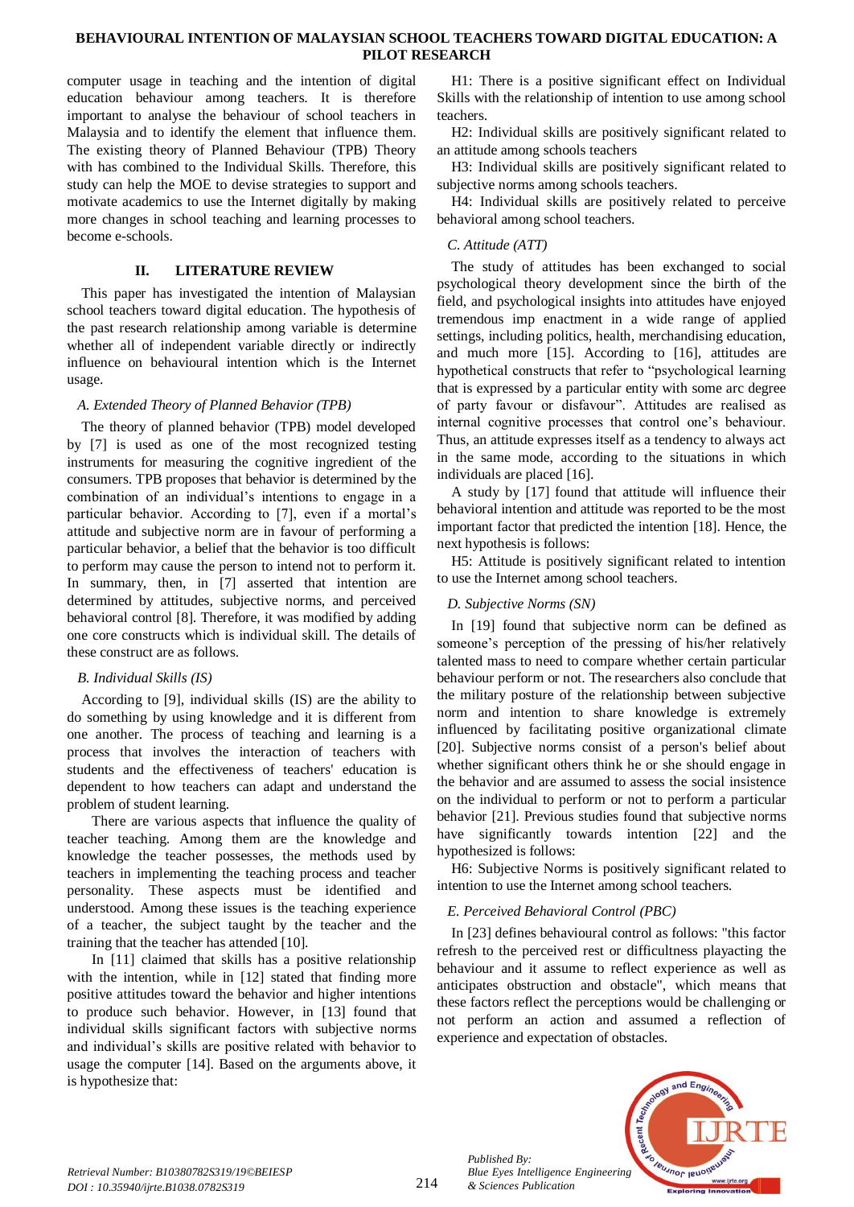computer usage in teaching and the intention of digital education behaviour among teachers. It is therefore important to analyse the behaviour of school teachers in Malaysia and to identify the element that influence them. The existing theory of Planned Behaviour (TPB) Theory with has combined to the Individual Skills. Therefore, this study can help the MOE to devise strategies to support and motivate academics to use the Internet digitally by making more changes in school teaching and learning processes to become e-schools.

## II. LITERATURE REVIEW

This paper has investigated the intention of Malaysian school teachers toward digital education. The hypothesis of the past research relationship among variable is determine whether all of independent variable directly or indirectly influence on behavioural intention which is the Internet usage.

### *A. Extended Theory of Planned Behavior (TPB)*

The theory of planned behavior (TPB) model developed by [7] is used as one of the most recognized testing instruments for measuring the cognitive ingredient of the consumers. TPB proposes that behavior is determined by the combination of an individual's intentions to engage in a particular behavior. According to [7], even if a mortal's attitude and subjective norm are in favour of performing a particular behavior, a belief that the behavior is too difficult to perform may cause the person to intend not to perform it. In summary, then, in [7] asserted that intention are determined by attitudes, subjective norms, and perceived behavioral control [8]. Therefore, it was modified by adding one core constructs which is individual skill. The details of these construct are as follows.

### *B. Individual Skills (IS)*

According to [9], individual skills (IS) are the ability to do something by using knowledge and it is different from one another. The process of teaching and learning is a process that involves the interaction of teachers with students and the effectiveness of teachers' education is dependent to how teachers can adapt and understand the problem of student learning.

There are various aspects that influence the quality of teacher teaching. Among them are the knowledge and knowledge the teacher possesses, the methods used by teachers in implementing the teaching process and teacher personality. These aspects must be identified and understood. Among these issues is the teaching experience of a teacher, the subject taught by the teacher and the training that the teacher has attended [10].

In [11] claimed that skills has a positive relationship with the intention, while in [12] stated that finding more positive attitudes toward the behavior and higher intentions to produce such behavior. However, in [13] found that individual skills significant factors with subjective norms and individual's skills are positive related with behavior to usage the computer [14]. Based on the arguments above, it is hypothesize that:

H1: There is a positive significant effect on Individual Skills with the relationship of intention to use among school teachers.

H2: Individual skills are positively significant related to an attitude among schools teachers

H3: Individual skills are positively significant related to subjective norms among schools teachers.

H4: Individual skills are positively related to perceive behavioral among school teachers.

### *C. Attitude (ATT)*

The study of attitudes has been exchanged to social psychological theory development since the birth of the field, and psychological insights into attitudes have enjoyed tremendous imp enactment in a wide range of applied settings, including politics, health, merchandising education, and much more [15]. According to [16], attitudes are hypothetical constructs that refer to "psychological learning that is expressed by a particular entity with some arc degree of party favour or disfavour". Attitudes are realised as internal cognitive processes that control one's behaviour. Thus, an attitude expresses itself as a tendency to always act in the same mode, according to the situations in which individuals are placed [16].

A study by [17] found that attitude will influence their behavioral intention and attitude was reported to be the most important factor that predicted the intention [18]. Hence, the next hypothesis is follows:

H5: Attitude is positively significant related to intention to use the Internet among school teachers.

### *D. Subjective Norms (SN)*

In [19] found that subjective norm can be defined as someone's perception of the pressing of his/her relatively talented mass to need to compare whether certain particular behaviour perform or not. The researchers also conclude that the military posture of the relationship between subjective norm and intention to share knowledge is extremely influenced by facilitating positive organizational climate [20]. Subjective norms consist of a person's belief about whether significant others think he or she should engage in the behavior and are assumed to assess the social insistence on the individual to perform or not to perform a particular behavior [21]. Previous studies found that subjective norms have significantly towards intention [22] and the hypothesized is follows:

H6: Subjective Norms is positively significant related to intention to use the Internet among school teachers.

### *E. Perceived Behavioral Control (PBC)*

In [23] defines behavioural control as follows: "this factor refresh to the perceived rest or difficultness playacting the behaviour and it assume to reflect experience as well as anticipates obstruction and obstacle", which means that these factors reflect the perceptions would be challenging or not perform an action and assumed a reflection of experience and expectation of obstacles.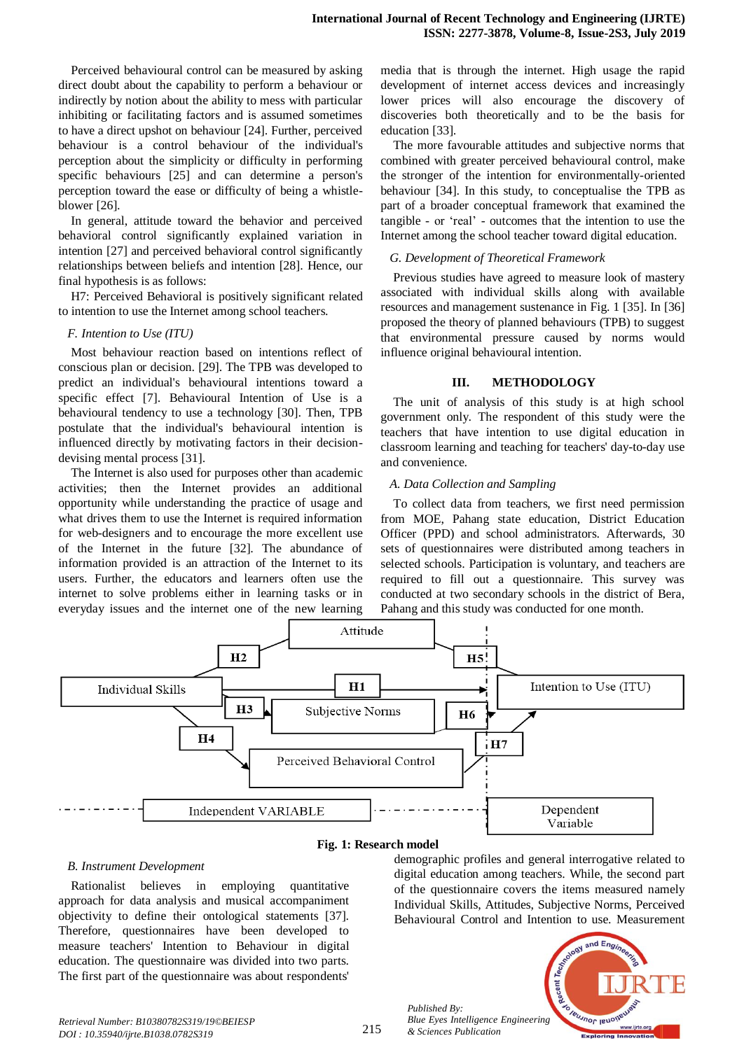Perceived behavioural control can be measured by asking direct doubt about the capability to perform a behaviour or indirectly by notion about the ability to mess with particular inhibiting or facilitating factors and is assumed sometimes to have a direct upshot on behaviour [24]. Further, perceived behaviour is a control behaviour of the individual's perception about the simplicity or difficulty in performing specific behaviours [25] and can determine a person's perception toward the ease or difficulty of being a whistle-blower [26].

In general, attitude toward the behavior and perceived behavioral control significantly explained variation in intention [27] and perceived behavioral control significantly relationships between beliefs and intention [28]. Hence, our final hypothesis is as follows:

H7: Perceived Behavioral is positively significant related to intention to use the Internet among school teachers.

### F. Intention to Use (ITU)

Most behaviour reaction based on intentions reflect of conscious plan or decision. [29]. The TPB was developed to predict an individual's behavioural intentions toward a specific effect [7]. Behavioural Intention of Use is a behavioural tendency to use a technology [30]. Then, TPB postulate that the individual's behavioural intention is influenced directly by motivating factors in their decision-devising mental process [31].

The Internet is also used for purposes other than academic activities; then the Internet provides an additional opportunity while understanding the practice of usage and what drives them to use the Internet is required information for web-designers and to encourage the more excellent use of the Internet in the future [32]. The abundance of information provided is an attraction of the Internet to its users. Further, the educators and learners often use the internet to solve problems either in learning tasks or in everyday issues and the internet one of the new learning media that is through the internet. High usage the rapid development of internet access devices and increasingly lower prices will also encourage the discovery of discoveries both theoretically and to be the basis for education [33].

The more favourable attitudes and subjective norms that combined with greater perceived behavioural control, make the stronger of the intention for environmentally-oriented behaviour [34]. In this study, to conceptualise the TPB as part of a broader conceptual framework that examined the tangible - or 'real' - outcomes that the intention to use the Internet among the school teacher toward digital education.

### G. Development of Theoretical Framework

Previous studies have agreed to measure look of mastery associated with individual skills along with available resources and management sustenance in Fig. 1 [35]. In [36] proposed the theory of planned behaviours (TPB) to suggest that environmental pressure caused by norms would influence original behavioural intention.

## III. METHODOLOGY

The unit of analysis of this study is at high school government only. The respondent of this study were the teachers that have intention to use digital education in classroom learning and teaching for teachers' day-to-day use and convenience.

### A. Data Collection and Sampling

To collect data from teachers, we first need permission from MOE, Pahang state education, District Education Officer (PPD) and school administrators. Afterwards, 30 sets of questionnaires were distributed among teachers in selected schools. Participation is voluntary, and teachers are required to fill out a questionnaire. This survey was conducted at two secondary schools in the district of Bera, Pahang and this study was conducted for one month.

**Fig. 1: Research model**

### B. Instrument Development

Rationalist believes in employing quantitative approach for data analysis and musical accompaniment objectivity to define their ontological statements [37]. Therefore, questionnaires have been developed to measure teachers' Intention to Behaviour in digital education. The questionnaire was divided into two parts. The first part of the questionnaire was about respondents' demographic profiles and general interrogative related to digital education among teachers. While, the second part of the questionnaire covers the items measured namely Individual Skills, Attitudes, Subjective Norms, Perceived Behavioural Control and Intention to use. Measurement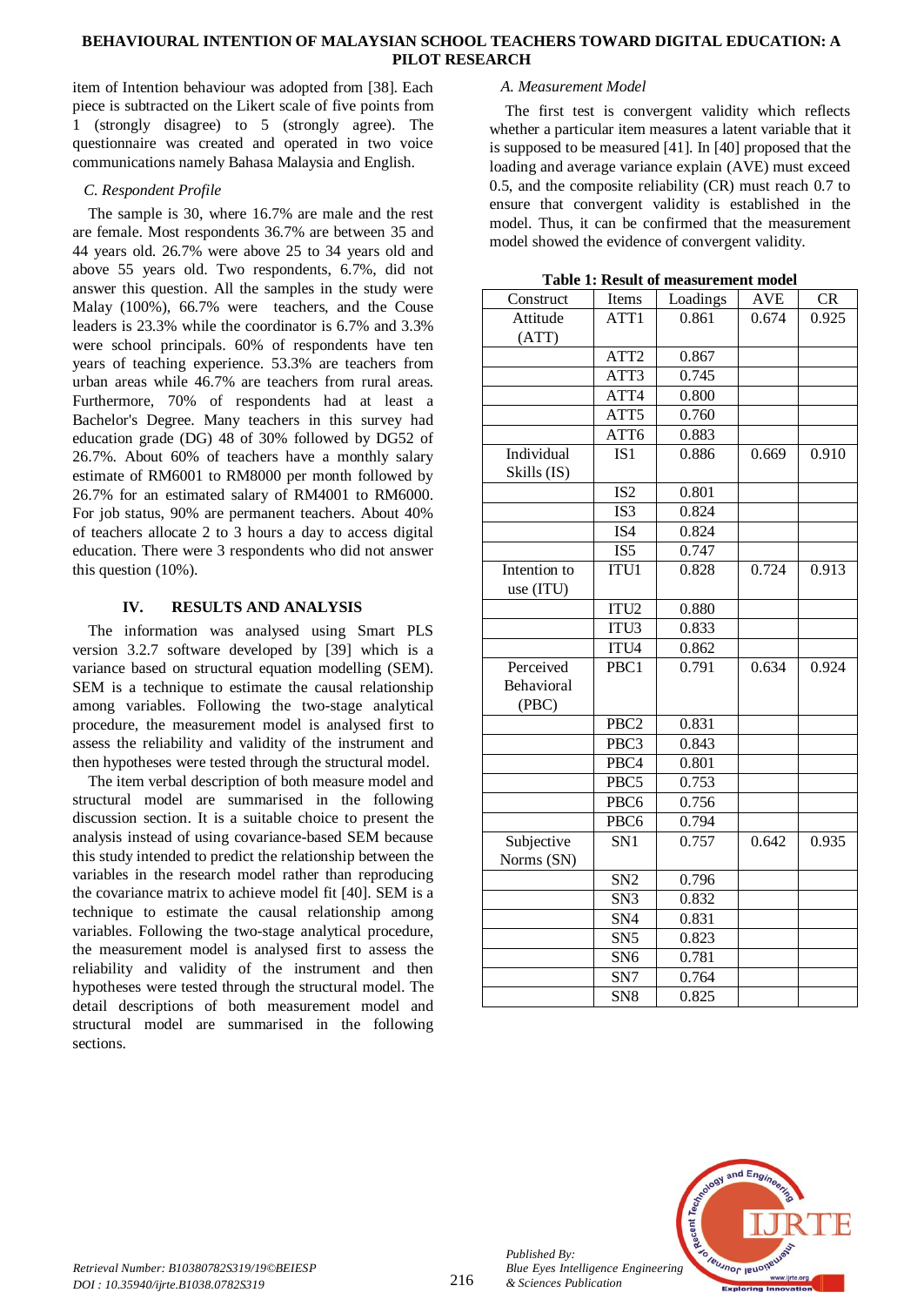item of Intention behaviour was adopted from [38]. Each piece is subtracted on the Likert scale of five points from 1 (strongly disagree) to 5 (strongly agree). The questionnaire was created and operated in two voice communications namely Bahasa Malaysia and English.

### C. Respondent Profile

The sample is 30, where 16.7% are male and the rest are female. Most respondents 36.7% are between 35 and 44 years old. 26.7% were above 25 to 34 years old and above 55 years old. Two respondents, 6.7%, did not answer this question. All the samples in the study were Malay (100%), 66.7% were teachers, and the Couse leaders is 23.3% while the coordinator is 6.7% and 3.3% were school principals. 60% of respondents have ten years of teaching experience. 53.3% are teachers from urban areas while 46.7% are teachers from rural areas. Furthermore, 70% of respondents had at least a Bachelor's Degree. Many teachers in this survey had education grade (DG) 48 of 30% followed by DG52 of 26.7%. About 60% of teachers have a monthly salary estimate of RM6001 to RM8000 per month followed by 26.7% for an estimated salary of RM4001 to RM6000. For job status, 90% are permanent teachers. About 40% of teachers allocate 2 to 3 hours a day to access digital education. There were 3 respondents who did not answer this question (10%).

## IV. RESULTS AND ANALYSIS

The information was analysed using Smart PLS version 3.2.7 software developed by [39] which is a variance based on structural equation modelling (SEM). SEM is a technique to estimate the causal relationship among variables. Following the two-stage analytical procedure, the measurement model is analysed first to assess the reliability and validity of the instrument and then hypotheses were tested through the structural model.

The item verbal description of both measure model and structural model are summarised in the following discussion section. It is a suitable choice to present the analysis instead of using covariance-based SEM because this study intended to predict the relationship between the variables in the research model rather than reproducing the covariance matrix to achieve model fit [40]. SEM is a technique to estimate the causal relationship among variables. Following the two-stage analytical procedure, the measurement model is analysed first to assess the reliability and validity of the instrument and then hypotheses were tested through the structural model. The detail descriptions of both measurement model and structural model are summarised in the following sections.

### A. Measurement Model

The first test is convergent validity which reflects whether a particular item measures a latent variable that it is supposed to be measured [41]. In [40] proposed that the loading and average variance explain (AVE) must exceed 0.5, and the composite reliability (CR) must reach 0.7 to ensure that convergent validity is established in the model. Thus, it can be confirmed that the measurement model showed the evidence of convergent validity.

**Table 1: Result of measurement model**

| Construct | Items | Loadings | AVE | CR |
|---|---|---|---|---|
| Attitude (ATT) | ATT1 | 0.861 | 0.674 | 0.925 |
| | ATT2 | 0.867 | | |
| | ATT3 | 0.745 | | |
| | ATT4 | 0.800 | | |
| | ATT5 | 0.760 | | |
| | ATT6 | 0.883 | | |
| Individual Skills (IS) | IS1 | 0.886 | 0.669 | 0.910 |
| | IS2 | 0.801 | | |
| | IS3 | 0.824 | | |
| | IS4 | 0.824 | | |
| | IS5 | 0.747 | | |
| Intention to use (ITU) | ITU1 | 0.828 | 0.724 | 0.913 |
| | ITU2 | 0.880 | | |
| | ITU3 | 0.833 | | |
| | ITU4 | 0.862 | | |
| Perceived Behavioral (PBC) | PBC1 | 0.791 | 0.634 | 0.924 |
| | PBC2 | 0.831 | | |
| | PBC3 | 0.843 | | |
| | PBC4 | 0.801 | | |
| | PBC5 | 0.753 | | |
| | PBC6 | 0.756 | | |
| | PBC6 | 0.794 | | |
| Subjective Norms (SN) | SN1 | 0.757 | 0.642 | 0.935 |
| | SN2 | 0.796 | | |
| | SN3 | 0.832 | | |
| | SN4 | 0.831 | | |
| | SN5 | 0.823 | | |
| | SN6 | 0.781 | | |
| | SN7 | 0.764 | | |
| | SN8 | 0.825 | | |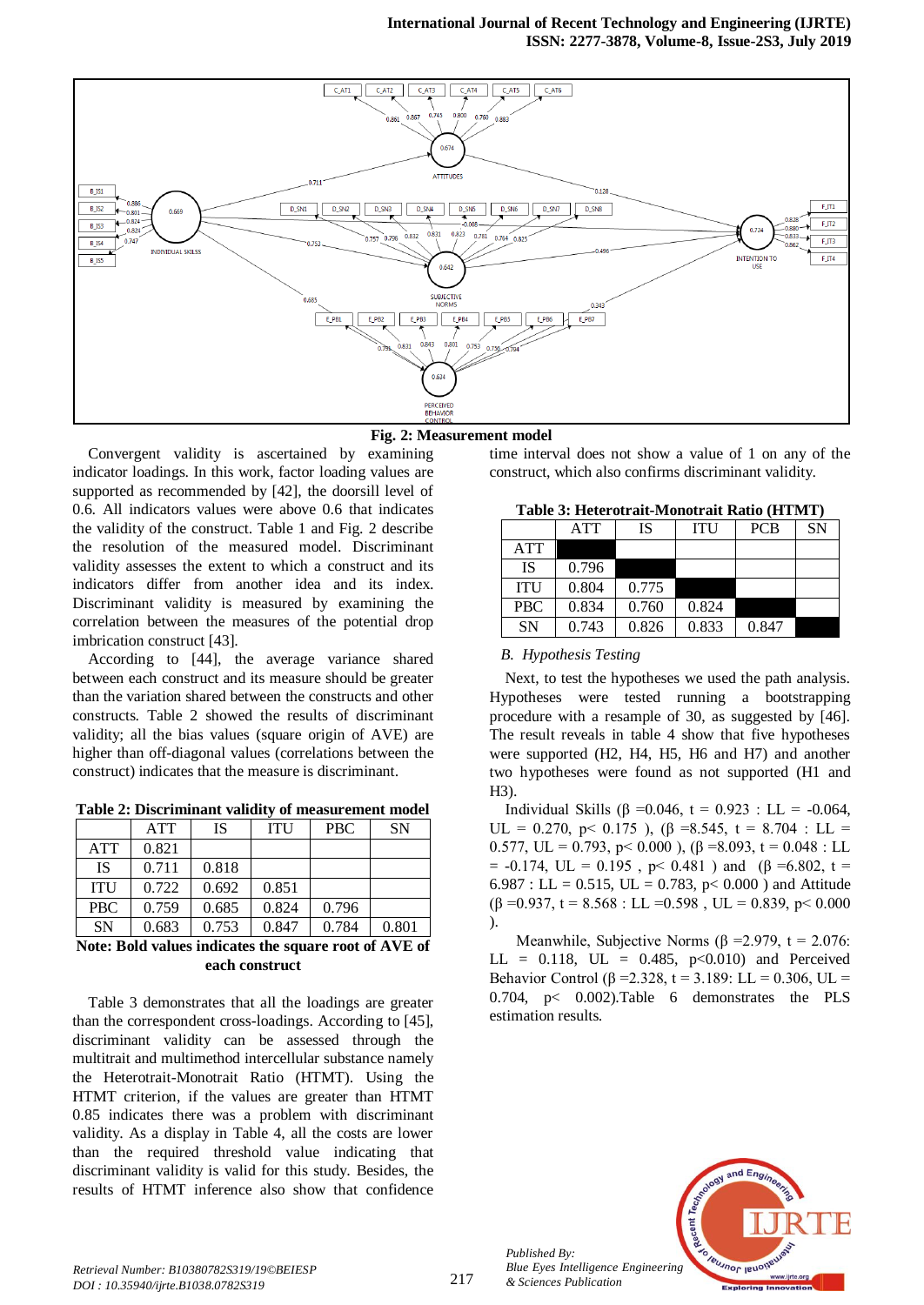Fig. 2: Measurement model

Convergent validity is ascertained by examining indicator loadings. In this work, factor loading values are supported as recommended by [42], the doorsill level of 0.6. All indicators values were above 0.6 that indicates the validity of the construct. Table 1 and Fig. 2 describe the resolution of the measured model. Discriminant validity assesses the extent to which a construct and its indicators differ from another idea and its index. Discriminant validity is measured by examining the correlation between the measures of the potential drop imbrication construct [43].

According to [44], the average variance shared between each construct and its measure should be greater than the variation shared between the constructs and other constructs. Table 2 showed the results of discriminant validity; all the bias values (square origin of AVE) are higher than off-diagonal values (correlations between the construct) indicates that the measure is discriminant.

**Table 2: Discriminant validity of measurement model**

| | ATT | IS | ITU | PBC | SN |
|---|---|---|---|---|---|
| ATT | 0.821 | | | | |
| IS | 0.711 | 0.818 | | | |
| ITU | 0.722 | 0.692 | 0.851 | | |
| PBC | 0.759 | 0.685 | 0.824 | 0.796 | |
| SN | 0.683 | 0.753 | 0.847 | 0.784 | 0.801 |

**Note: Bold values indicates the square root of AVE of each construct**

Table 3 demonstrates that all the loadings are greater than the correspondent cross-loadings. According to [45], discriminant validity can be assessed through the multitrait and multimethod intercellular substance namely the Heterotrait-Monotrait Ratio (HTMT). Using the HTMT criterion, if the values are greater than HTMT 0.85 indicates there was a problem with discriminant validity. As a display in Table 4, all the costs are lower than the required threshold value indicating that discriminant validity is valid for this study. Besides, the results of HTMT inference also show that confidence time interval does not show a value of 1 on any of the construct, which also confirms discriminant validity.

**Table 3: Heterotrait-Monotrait Ratio (HTMT)**

| | ATT | IS | ITU | PCB | SN |
|---|---|---|---|---|---|
| ATT | | | | | |
| IS | 0.796 | | | | |
| ITU | 0.804 | 0.775 | | | |
| PBC | 0.834 | 0.760 | 0.824 | | |
| SN | 0.743 | 0.826 | 0.833 | 0.847 | |

### *B. Hypothesis Testing*

Next, to test the hypotheses we used the path analysis. Hypotheses were tested running a bootstrapping procedure with a resample of 30, as suggested by [46]. The result reveals in table 4 show that five hypotheses were supported (H2, H4, H5, H6 and H7) and another two hypotheses were found as not supported (H1 and H3).

Individual Skills ($\beta$ =0.046, t = 0.923 : LL = -0.064, UL = 0.270, p< 0.175 ), ($\beta$ =8.545, t = 8.704 : LL = 0.577, UL = 0.793, p< 0.000 ), ($\beta$ =8.093, t = 0.048 : LL = -0.174, UL = 0.195 , p< 0.481 ) and ($\beta$ =6.802, t = 6.987 : LL = 0.515, UL = 0.783, p< 0.000 ) and Attitude ($\beta$ =0.937, t = 8.568 : LL =0.598 , UL = 0.839, p< 0.000 ).

Meanwhile, Subjective Norms ($\beta$ =2.979, t = 2.076: LL = 0.118, UL = 0.485, p<0.010) and Perceived Behavior Control ($\beta$ =2.328, t = 3.189: LL = 0.306, UL = 0.704, p< 0.002).Table 6 demonstrates the PLS estimation results.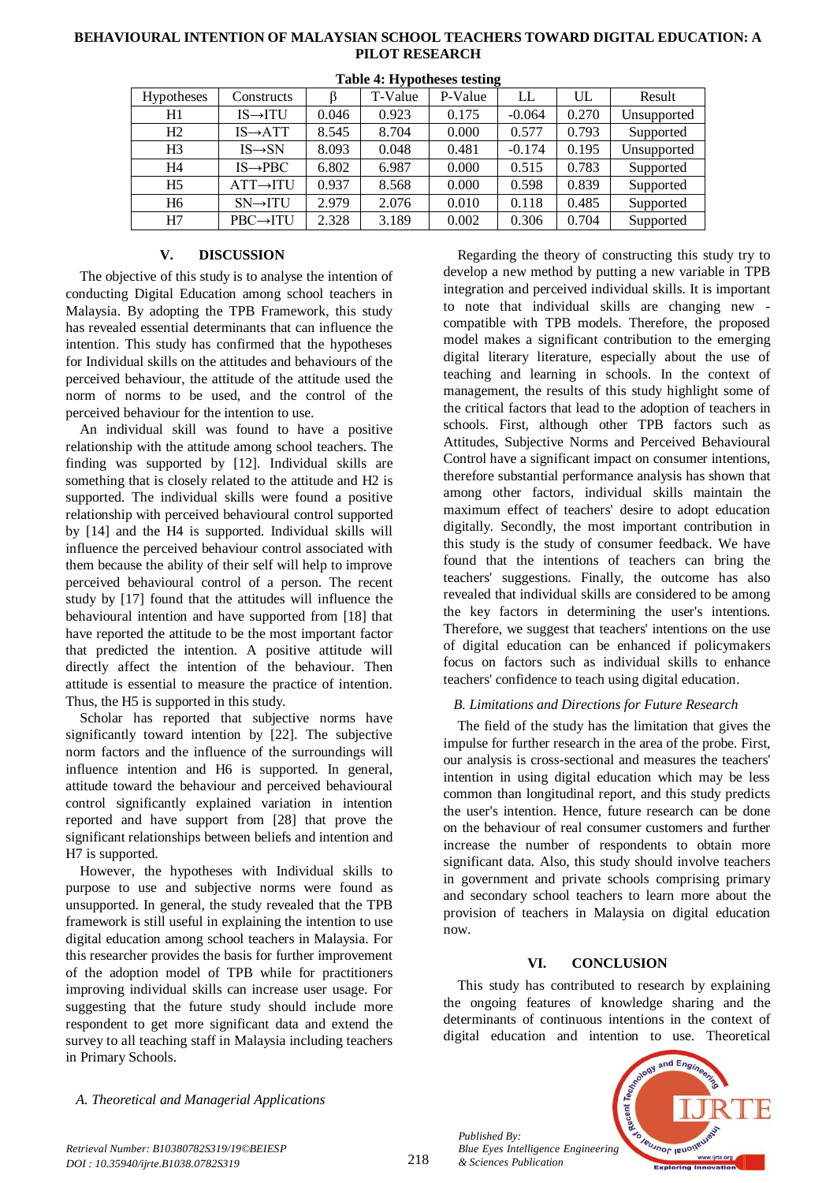**Table 4: Hypotheses testing**

| Hypotheses | Constructs | β | T-Value | P-Value | LL | UL | Result |
|---|---|---|---|---|---|---|---|
| H1 | IS→ITU | 0.046 | 0.923 | 0.175 | -0.064 | 0.270 | Unsupported |
| H2 | IS→ATT | 8.545 | 8.704 | 0.000 | 0.577 | 0.793 | Supported |
| H3 | IS→SN | 8.093 | 0.048 | 0.481 | -0.174 | 0.195 | Unsupported |
| H4 | IS→PBC | 6.802 | 6.987 | 0.000 | 0.515 | 0.783 | Supported |
| H5 | ATT→ITU | 0.937 | 8.568 | 0.000 | 0.598 | 0.839 | Supported |
| H6 | SN→ITU | 2.979 | 2.076 | 0.010 | 0.118 | 0.485 | Supported |
| H7 | PBC→ITU | 2.328 | 3.189 | 0.002 | 0.306 | 0.704 | Supported |

## V. DISCUSSION

The objective of this study is to analyse the intention of conducting Digital Education among school teachers in Malaysia. By adopting the TPB Framework, this study has revealed essential determinants that can influence the intention. This study has confirmed that the hypotheses for Individual skills on the attitudes and behaviours of the perceived behaviour, the attitude of the attitude used the norm of norms to be used, and the control of the perceived behaviour for the intention to use.

An individual skill was found to have a positive relationship with the attitude among school teachers. The finding was supported by [12]. Individual skills are something that is closely related to the attitude and H2 is supported. The individual skills were found a positive relationship with perceived behavioural control supported by [14] and the H4 is supported. Individual skills will influence the perceived behaviour control associated with them because the ability of their self will help to improve perceived behavioural control of a person. The recent study by [17] found that the attitudes will influence the behavioural intention and have supported from [18] that have reported the attitude to be the most important factor that predicted the intention. A positive attitude will directly affect the intention of the behaviour. Then attitude is essential to measure the practice of intention. Thus, the H5 is supported in this study.

Scholar has reported that subjective norms have significantly toward intention by [22]. The subjective norm factors and the influence of the surroundings will influence intention and H6 is supported. In general, attitude toward the behaviour and perceived behavioural control significantly explained variation in intention reported and have support from [28] that prove the significant relationships between beliefs and intention and H7 is supported.

However, the hypotheses with Individual skills to purpose to use and subjective norms were found as unsupported. In general, the study revealed that the TPB framework is still useful in explaining the intention to use digital education among school teachers in Malaysia. For this researcher provides the basis for further improvement of the adoption model of TPB while for practitioners improving individual skills can increase user usage. For suggesting that the future study should include more respondent to get more significant data and extend the survey to all teaching staff in Malaysia including teachers in Primary Schools.

### *A. Theoretical and Managerial Applications*

Regarding the theory of constructing this study try to develop a new method by putting a new variable in TPB integration and perceived individual skills. It is important to note that individual skills are changing new - compatible with TPB models. Therefore, the proposed model makes a significant contribution to the emerging digital literary literature, especially about the use of teaching and learning in schools. In the context of management, the results of this study highlight some of the critical factors that lead to the adoption of teachers in schools. First, although other TPB factors such as Attitudes, Subjective Norms and Perceived Behavioural Control have a significant impact on consumer intentions, therefore substantial performance analysis has shown that among other factors, individual skills maintain the maximum effect of teachers' desire to adopt education digitally. Secondly, the most important contribution in this study is the study of consumer feedback. We have found that the intentions of teachers can bring the teachers' suggestions. Finally, the outcome has also revealed that individual skills are considered to be among the key factors in determining the user's intentions. Therefore, we suggest that teachers' intentions on the use of digital education can be enhanced if policymakers focus on factors such as individual skills to enhance teachers' confidence to teach using digital education.

### *B. Limitations and Directions for Future Research*

The field of the study has the limitation that gives the impulse for further research in the area of the probe. First, our analysis is cross-sectional and measures the teachers' intention in using digital education which may be less common than longitudinal report, and this study predicts the user's intention. Hence, future research can be done on the behaviour of real consumer customers and further increase the number of respondents to obtain more significant data. Also, this study should involve teachers in government and private schools comprising primary and secondary school teachers to learn more about the provision of teachers in Malaysia on digital education now.

## VI. CONCLUSION

This study has contributed to research by explaining the ongoing features of knowledge sharing and the determinants of continuous intentions in the context of digital education and intention to use. Theoretical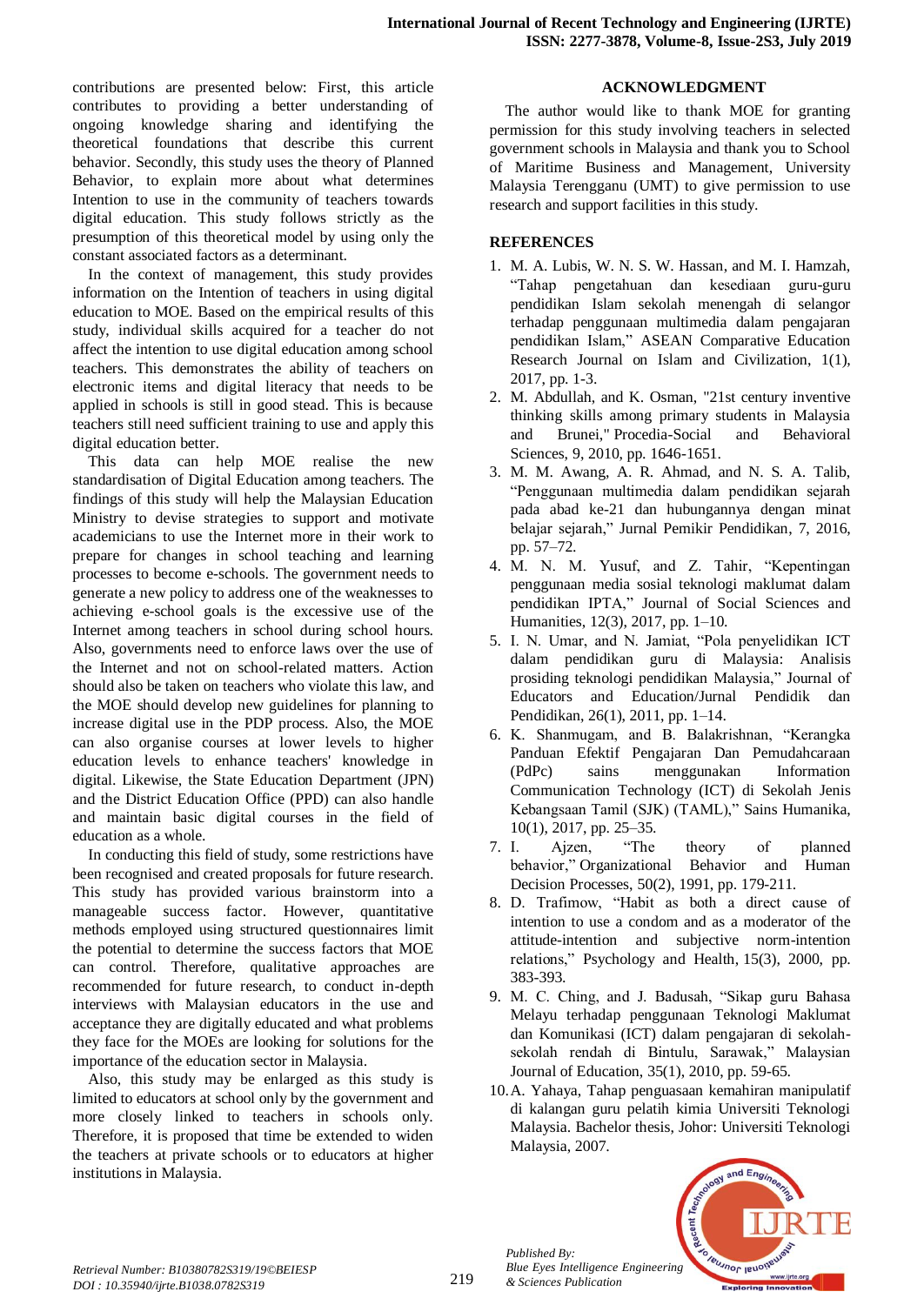contributions are presented below: First, this article contributes to providing a better understanding of ongoing knowledge sharing and identifying the theoretical foundations that describe this current behavior. Secondly, this study uses the theory of Planned Behavior, to explain more about what determines Intention to use in the community of teachers towards digital education. This study follows strictly as the presumption of this theoretical model by using only the constant associated factors as a determinant.

In the context of management, this study provides information on the Intention of teachers in using digital education to MOE. Based on the empirical results of this study, individual skills acquired for a teacher do not affect the intention to use digital education among school teachers. This demonstrates the ability of teachers on electronic items and digital literacy that needs to be applied in schools is still in good stead. This is because teachers still need sufficient training to use and apply this digital education better.

This data can help MOE realise the new standardisation of Digital Education among teachers. The findings of this study will help the Malaysian Education Ministry to devise strategies to support and motivate academicians to use the Internet more in their work to prepare for changes in school teaching and learning processes to become e-schools. The government needs to generate a new policy to address one of the weaknesses to achieving e-school goals is the excessive use of the Internet among teachers in school during school hours. Also, governments need to enforce laws over the use of the Internet and not on school-related matters. Action should also be taken on teachers who violate this law, and the MOE should develop new guidelines for planning to increase digital use in the PDP process. Also, the MOE can also organise courses at lower levels to higher education levels to enhance teachers' knowledge in digital. Likewise, the State Education Department (JPN) and the District Education Office (PPD) can also handle and maintain basic digital courses in the field of education as a whole.

In conducting this field of study, some restrictions have been recognised and created proposals for future research. This study has provided various brainstorm into a manageable success factor. However, quantitative methods employed using structured questionnaires limit the potential to determine the success factors that MOE can control. Therefore, qualitative approaches are recommended for future research, to conduct in-depth interviews with Malaysian educators in the use and acceptance they are digitally educated and what problems they face for the MOEs are looking for solutions for the importance of the education sector in Malaysia.

Also, this study may be enlarged as this study is limited to educators at school only by the government and more closely linked to teachers in schools only. Therefore, it is proposed that time be extended to widen the teachers at private schools or to educators at higher institutions in Malaysia.

## ACKNOWLEDGMENT

The author would like to thank MOE for granting permission for this study involving teachers in selected government schools in Malaysia and thank you to School of Maritime Business and Management, University Malaysia Terengganu (UMT) to give permission to use research and support facilities in this study.

## REFERENCES

1. M. A. Lubis, W. N. S. W. Hassan, and M. I. Hamzah, "Tahap pengetahuan dan kesediaan guru-guru pendidikan Islam sekolah menengah di selangor terhadap penggunaan multimedia dalam pengajaran pendidikan Islam," ASEAN Comparative Education Research Journal on Islam and Civilization, 1(1), 2017, pp. 1-3.
2. M. Abdullah, and K. Osman, "21st century inventive thinking skills among primary students in Malaysia and Brunei," Procedia-Social and Behavioral Sciences, 9, 2010, pp. 1646-1651.
3. M. M. Awang, A. R. Ahmad, and N. S. A. Talib, "Penggunaan multimedia dalam pendidikan sejarah pada abad ke-21 dan hubungannya dengan minat belajar sejarah," Jurnal Pemikir Pendidikan, 7, 2016, pp. 57–72.
4. M. N. M. Yusuf, and Z. Tahir, "Kepentingan penggunaan media sosial teknologi maklumat dalam pendidikan IPTA," Journal of Social Sciences and Humanities, 12(3), 2017, pp. 1–10.
5. I. N. Umar, and N. Jamiat, "Pola penyelidikan ICT dalam pendidikan guru di Malaysia: Analisis prosiding teknologi pendidikan Malaysia," Journal of Educators and Education/Jurnal Pendidik dan Pendidikan, 26(1), 2011, pp. 1–14.
6. K. Shanmugam, and B. Balakrishnan, "Kerangka Panduan Efektif Pengajaran Dan Pemudahcaraan (PdPc) sains menggunakan Information Communication Technology (ICT) di Sekolah Jenis Kebangsaan Tamil (SJK) (TAML)," Sains Humanika, 10(1), 2017, pp. 25–35.
7. I. Ajzen, "The theory of planned behavior," Organizational Behavior and Human Decision Processes, 50(2), 1991, pp. 179-211.
8. D. Trafimow, "Habit as both a direct cause of intention to use a condom and as a moderator of the attitude-intention and subjective norm-intention relations," Psychology and Health, 15(3), 2000, pp. 383-393.
9. M. C. Ching, and J. Badusah, "Sikap guru Bahasa Melayu terhadap penggunaan Teknologi Maklumat dan Komunikasi (ICT) dalam pengajaran di sekolah-sekolah rendah di Bintulu, Sarawak," Malaysian Journal of Education, 35(1), 2010, pp. 59-65.
10. A. Yahaya, Tahap penguasaan kemahiran manipulatif di kalangan guru pelatih kimia Universiti Teknologi Malaysia. Bachelor thesis, Johor: Universiti Teknologi Malaysia, 2007.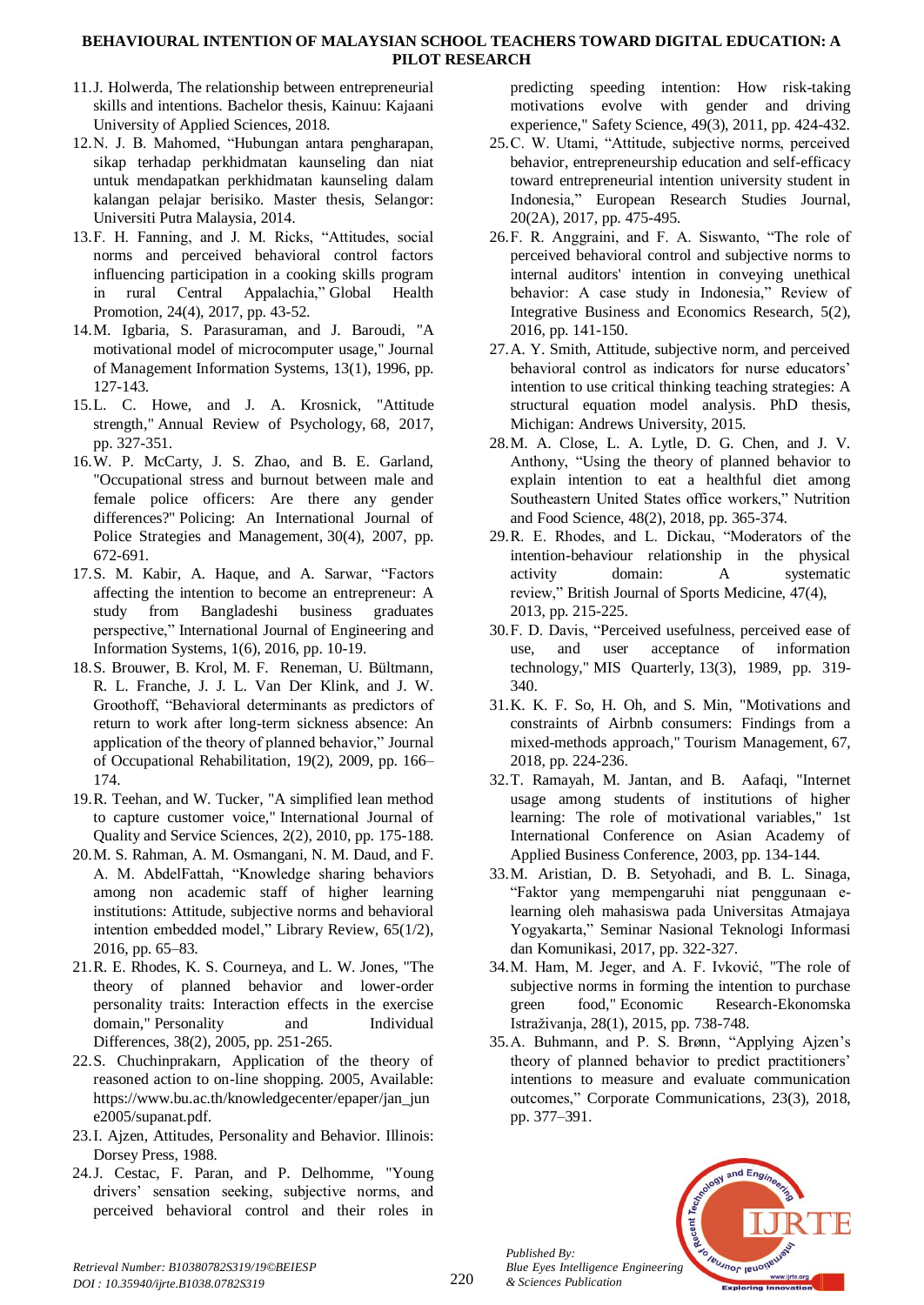11. J. Holwerda, The relationship between entrepreneurial skills and intentions. Bachelor thesis, Kainuu: Kajaani University of Applied Sciences, 2018.
12. N. J. B. Mahomed, "Hubungan antara pengharapan, sikap terhadap perkhidmatan kaunseling dan niat untuk mendapatkan perkhidmatan kaunseling dalam kalangan pelajar berisiko. Master thesis, Selangor: Universiti Putra Malaysia, 2014.
13. F. H. Fanning, and J. M. Ricks, "Attitudes, social norms and perceived behavioral control factors influencing participation in a cooking skills program in rural Central Appalachia," Global Health Promotion, 24(4), 2017, pp. 43-52.
14. M. Igbaria, S. Parasuraman, and J. Baroudi, "A motivational model of microcomputer usage," Journal of Management Information Systems, 13(1), 1996, pp. 127-143.
15. L. C. Howe, and J. A. Krosnick, "Attitude strength," Annual Review of Psychology, 68, 2017, pp. 327-351.
16. W. P. McCarty, J. S. Zhao, and B. E. Garland, "Occupational stress and burnout between male and female police officers: Are there any gender differences?" Policing: An International Journal of Police Strategies and Management, 30(4), 2007, pp. 672-691.
17. S. M. Kabir, A. Haque, and A. Sarwar, "Factors affecting the intention to become an entrepreneur: A study from Bangladeshi business graduates perspective," International Journal of Engineering and Information Systems, 1(6), 2016, pp. 10-19.
18. S. Brouwer, B. Krol, M. F. Reneman, U. Bültmann, R. L. Franche, J. J. L. Van Der Klink, and J. W. Groothoff, "Behavioral determinants as predictors of return to work after long-term sickness absence: An application of the theory of planned behavior," Journal of Occupational Rehabilitation, 19(2), 2009, pp. 166–174.
19. R. Teehan, and W. Tucker, "A simplified lean method to capture customer voice," International Journal of Quality and Service Sciences, 2(2), 2010, pp. 175-188.
20. M. S. Rahman, A. M. Osmangani, N. M. Daud, and F. A. M. AbdelFattah, "Knowledge sharing behaviors among non academic staff of higher learning institutions: Attitude, subjective norms and behavioral intention embedded model," Library Review, 65(1/2), 2016, pp. 65–83.
21. R. E. Rhodes, K. S. Courneya, and L. W. Jones, "The theory of planned behavior and lower-order personality traits: Interaction effects in the exercise domain," Personality and Individual Differences, 38(2), 2005, pp. 251-265.
22. S. Chuchinprakarn, Application of the theory of reasoned action to on-line shopping. 2005, Available: https://www.bu.ac.th/knowledgecenter/epaper/jan_june2005/supanat.pdf.
23. I. Ajzen, Attitudes, Personality and Behavior. Illinois: Dorsey Press, 1988.
24. J. Cestac, F. Paran, and P. Delhomme, "Young drivers' sensation seeking, subjective norms, and perceived behavioral control and their roles in predicting speeding intention: How risk-taking motivations evolve with gender and driving experience," Safety Science, 49(3), 2011, pp. 424-432.
25. C. W. Utami, "Attitude, subjective norms, perceived behavior, entrepreneurship education and self-efficacy toward entrepreneurial intention university student in Indonesia," European Research Studies Journal, 20(2A), 2017, pp. 475-495.
26. F. R. Anggraini, and F. A. Siswanto, "The role of perceived behavioral control and subjective norms to internal auditors' intention in conveying unethical behavior: A case study in Indonesia," Review of Integrative Business and Economics Research, 5(2), 2016, pp. 141-150.
27. A. Y. Smith, Attitude, subjective norm, and perceived behavioral control as indicators for nurse educators' intention to use critical thinking teaching strategies: A structural equation model analysis. PhD thesis, Michigan: Andrews University, 2015.
28. M. A. Close, L. A. Lytle, D. G. Chen, and J. V. Anthony, "Using the theory of planned behavior to explain intention to eat a healthful diet among Southeastern United States office workers," Nutrition and Food Science, 48(2), 2018, pp. 365-374.
29. R. E. Rhodes, and L. Dickau, "Moderators of the intention-behaviour relationship in the physical activity domain: A systematic review," British Journal of Sports Medicine, 47(4), 2013, pp. 215-225.
30. F. D. Davis, "Perceived usefulness, perceived ease of use, and user acceptance of information technology," MIS Quarterly, 13(3), 1989, pp. 319-340.
31. K. K. F. So, H. Oh, and S. Min, "Motivations and constraints of Airbnb consumers: Findings from a mixed-methods approach," Tourism Management, 67, 2018, pp. 224-236.
32. T. Ramayah, M. Jantan, and B. Aafaqi, "Internet usage among students of institutions of higher learning: The role of motivational variables," 1st International Conference on Asian Academy of Applied Business Conference, 2003, pp. 134-144.
33. M. Aristian, D. B. Setyohadi, and B. L. Sinaga, "Faktor yang mempengaruhi niat penggunaan e-learning oleh mahasiswa pada Universitas Atmajaya Yogyakarta," Seminar Nasional Teknologi Informasi dan Komunikasi, 2017, pp. 322-327.
34. M. Ham, M. Jeger, and A. F. Ivković, "The role of subjective norms in forming the intention to purchase green food," Economic Research-Ekonomska Istraživanja, 28(1), 2015, pp. 738-748.
35. A. Buhmann, and P. S. Brønn, "Applying Ajzen's theory of planned behavior to predict practitioners' intentions to measure and evaluate communication outcomes," Corporate Communications, 23(3), 2018, pp. 377–391.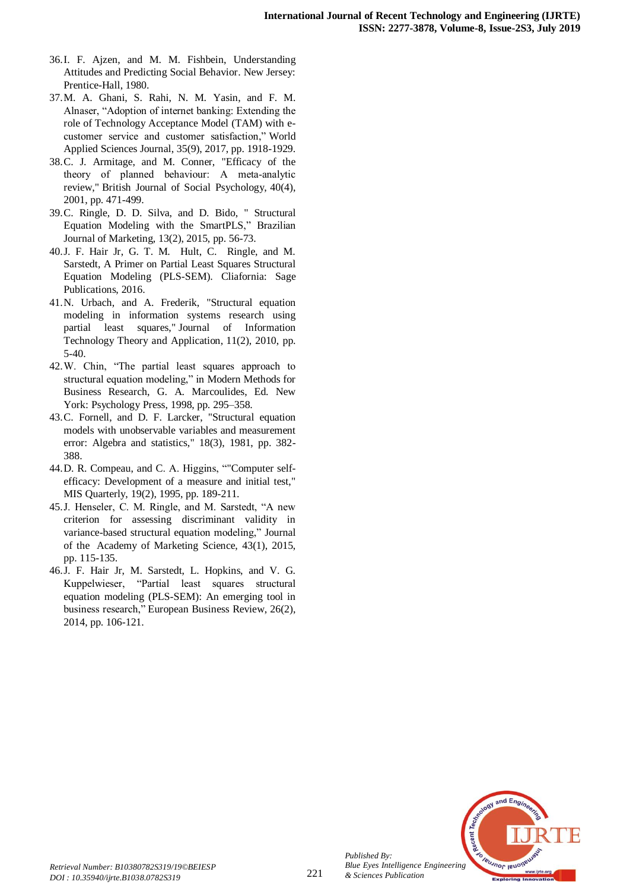36. I. F. Ajzen, and M. M. Fishbein, Understanding Attitudes and Predicting Social Behavior. New Jersey: Prentice-Hall, 1980.
37. M. A. Ghani, S. Rahi, N. M. Yasin, and F. M. Alnaser, “Adoption of internet banking: Extending the role of Technology Acceptance Model (TAM) with e-customer service and customer satisfaction,” World Applied Sciences Journal, 35(9), 2017, pp. 1918-1929.
38. C. J. Armitage, and M. Conner, "Efficacy of the theory of planned behaviour: A meta-analytic review," British Journal of Social Psychology, 40(4), 2001, pp. 471-499.
39. C. Ringle, D. D. Silva, and D. Bido, " Structural Equation Modeling with the SmartPLS,” Brazilian Journal of Marketing, 13(2), 2015, pp. 56-73.
40. J. F. Hair Jr, G. T. M. Hult, C. Ringle, and M. Sarstedt, A Primer on Partial Least Squares Structural Equation Modeling (PLS-SEM). Cliafornia: Sage Publications, 2016.
41. N. Urbach, and A. Frederik, "Structural equation modeling in information systems research using partial least squares," Journal of Information Technology Theory and Application, 11(2), 2010, pp. 5-40.
42. W. Chin, “The partial least squares approach to structural equation modeling,” in Modern Methods for Business Research, G. A. Marcoulides, Ed. New York: Psychology Press, 1998, pp. 295–358.
43. C. Fornell, and D. F. Larcker, "Structural equation models with unobservable variables and measurement error: Algebra and statistics," 18(3), 1981, pp. 382-388.
44. D. R. Compeau, and C. A. Higgins, “"Computer self-efficacy: Development of a measure and initial test," MIS Quarterly, 19(2), 1995, pp. 189-211.
45. J. Henseler, C. M. Ringle, and M. Sarstedt, “A new criterion for assessing discriminant validity in variance-based structural equation modeling,” Journal of the Academy of Marketing Science, 43(1), 2015, pp. 115-135.
46. J. F. Hair Jr, M. Sarstedt, L. Hopkins, and V. G. Kuppelwieser, “Partial least squares structural equation modeling (PLS-SEM): An emerging tool in business research,” European Business Review, 26(2), 2014, pp. 106-121.